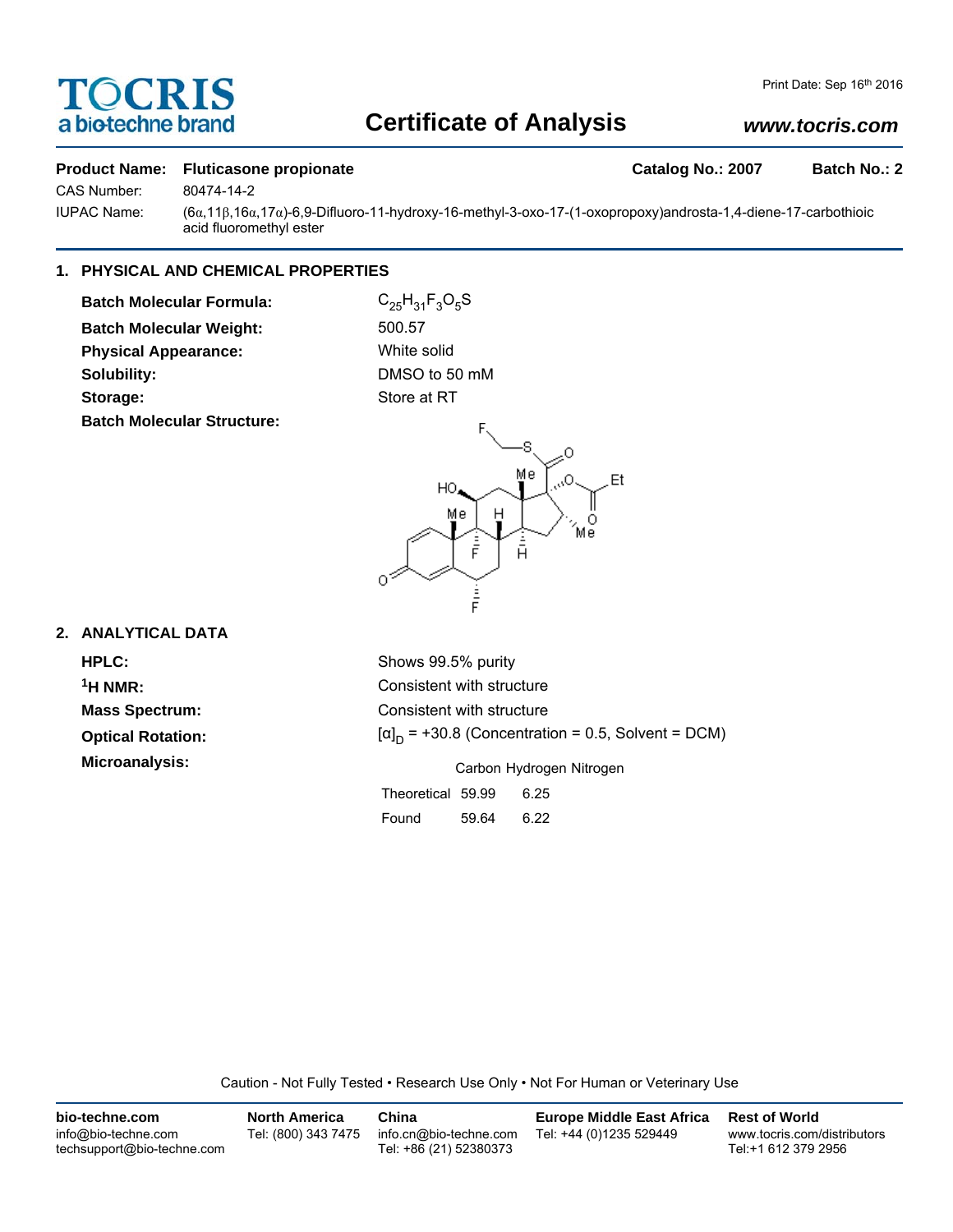**TOCRIS**
a biotechne brand

Print Date: Sep 16th 2016

# Certificate of Analysis

**www.tocris.com**

**Product Name:** **Fluticasone propionate** **Catalog No.: 2007** **Batch No.: 2**

CAS Number: 80474-14-2

IUPAC Name: (6α,11β,16α,17α)-6,9-Difluoro-11-hydroxy-16-methyl-3-oxo-17-(1-oxopropoxy)androsta-1,4-diene-17-carbothioic acid fluoromethyl ester

## 1. PHYSICAL AND CHEMICAL PROPERTIES

**Batch Molecular Formula:** $C_{25}H_{31}F_3O_5S$

**Batch Molecular Weight:** 500.57

**Physical Appearance:** White solid

**Solubility:** DMSO to 50 mM

**Storage:** Store at RT

**Batch Molecular Structure:**

## 2. ANALYTICAL DATA

**HPLC:** Shows 99.5% purity

**$^1$H NMR:** Consistent with structure

**Mass Spectrum:** Consistent with structure

**Optical Rotation:** $[\alpha]_D$ = +30.8 (Concentration = 0.5, Solvent = DCM)

**Microanalysis:**

| | Carbon | Hydrogen | Nitrogen |
|---|---|---|---|
| Theoretical | 59.99 | 6.25 | |
| Found | 59.64 | 6.22 | |

Caution - Not Fully Tested • Research Use Only • Not For Human or Veterinary Use

**bio-techne.com**
info@bio-techne.com
techsupport@bio-techne.com

**North America**
Tel: (800) 343 7475

**China**
info.cn@bio-techne.com
Tel: +86 (21) 52380373

**Europe Middle East Africa**
Tel: +44 (0)1235 529449

**Rest of World**
www.tocris.com/distributors
Tel:+1 612 379 2956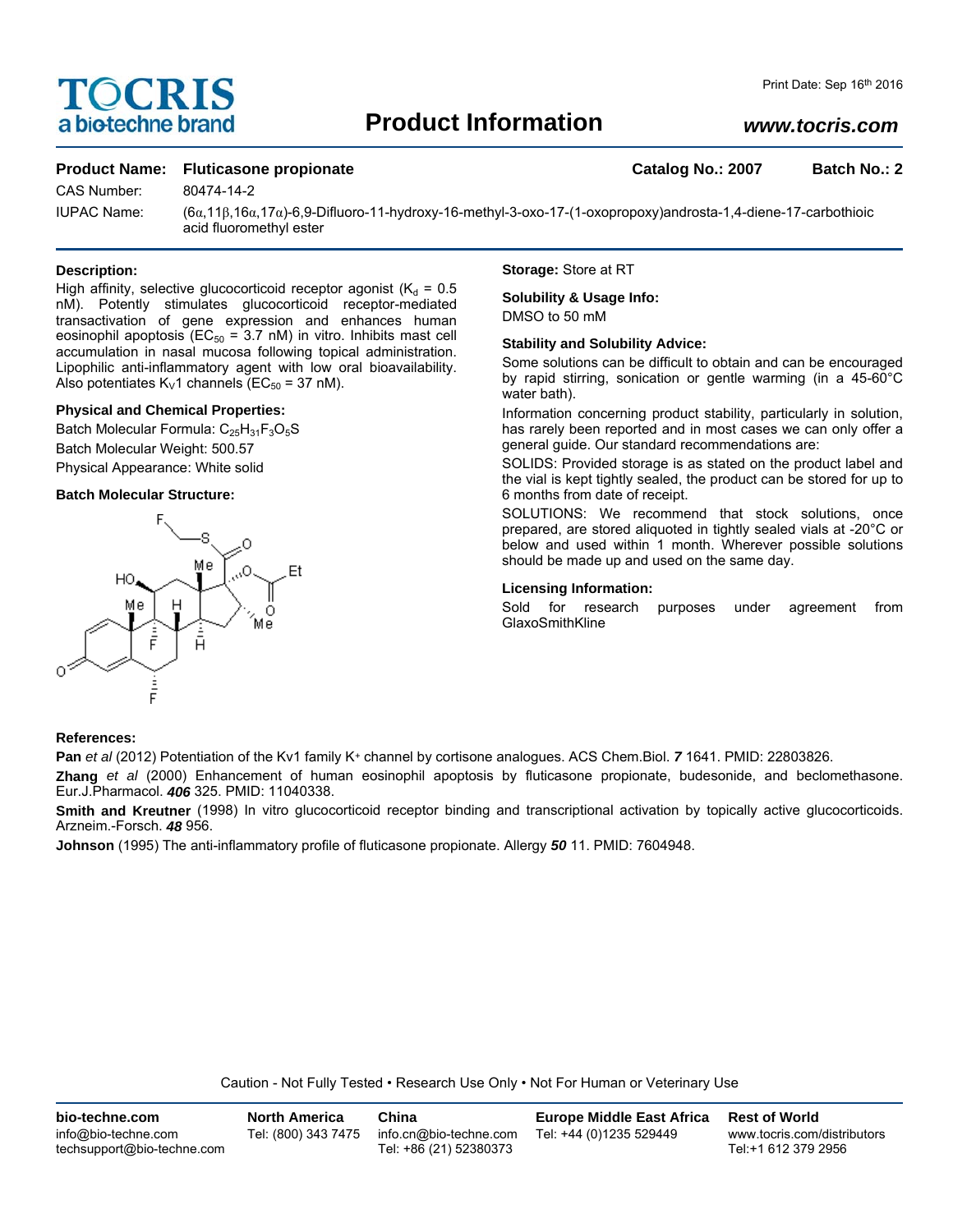# Product Information

Print Date: Sep 16th 2016

www.tocris.com

**Product Name:** Fluticasone propionate **Catalog No.:** 2007 **Batch No.:** 2

CAS Number: 80474-14-2

IUPAC Name: (6α,11β,16α,17α)-6,9-Difluoro-11-hydroxy-16-methyl-3-oxo-17-(1-oxopropoxy)androsta-1,4-diene-17-carbothioic acid fluoromethyl ester

### Description:

High affinity, selective glucocorticoid receptor agonist ($K_d$ = 0.5 nM). Potently stimulates glucocorticoid receptor-mediated transactivation of gene expression and enhances human eosinophil apoptosis ($EC_{50}$ = 3.7 nM) in vitro. Inhibits mast cell accumulation in nasal mucosa following topical administration. Lipophilic anti-inflammatory agent with low oral bioavailability. Also potentiates $K_V1$ channels ($EC_{50}$ = 37 nM).

### Physical and Chemical Properties:

Batch Molecular Formula: $C_{25}H_{31}F_3O_5S$

Batch Molecular Weight: 500.57

Physical Appearance: White solid

### Batch Molecular Structure:

F
S
O
Me
HO
O
Et
Me
H
O
Me
F
H
O
F

**Storage:** Store at RT

### Solubility & Usage Info:

DMSO to 50 mM

### Stability and Solubility Advice:

Some solutions can be difficult to obtain and can be encouraged by rapid stirring, sonication or gentle warming (in a 45-60°C water bath).

Information concerning product stability, particularly in solution, has rarely been reported and in most cases we can only offer a general guide. Our standard recommendations are:

SOLIDS: Provided storage is as stated on the product label and the vial is kept tightly sealed, the product can be stored for up to 6 months from date of receipt.

SOLUTIONS: We recommend that stock solutions, once prepared, are stored aliquoted in tightly sealed vials at -20°C or below and used within 1 month. Wherever possible solutions should be made up and used on the same day.

### Licensing Information:

Sold for research purposes under agreement from GlaxoSmithKline

### References:

**Pan** *et al* (2012) Potentiation of the Kv1 family $K^+$ channel by cortisone analogues. ACS Chem.Biol. ***7*** 1641. PMID: 22803826.

**Zhang** *et al* (2000) Enhancement of human eosinophil apoptosis by fluticasone propionate, budesonide, and beclomethasone. Eur.J.Pharmacol. ***406*** 325. PMID: 11040338.

**Smith and Kreutner** (1998) In vitro glucocorticoid receptor binding and transcriptional activation by topically active glucocorticoids. Arzneim.-Forsch. ***48*** 956.

**Johnson** (1995) The anti-inflammatory profile of fluticasone propionate. Allergy ***50*** 11. PMID: 7604948.

Caution - Not Fully Tested • Research Use Only • Not For Human or Veterinary Use

**bio-techne.com**
info@bio-techne.com
techsupport@bio-techne.com

**North America**
Tel: (800) 343 7475

**China**
info.cn@bio-techne.com
Tel: +86 (21) 52380373

**Europe Middle East Africa**
Tel: +44 (0)1235 529449

**Rest of World**
www.tocris.com/distributors
Tel:+1 612 379 2956